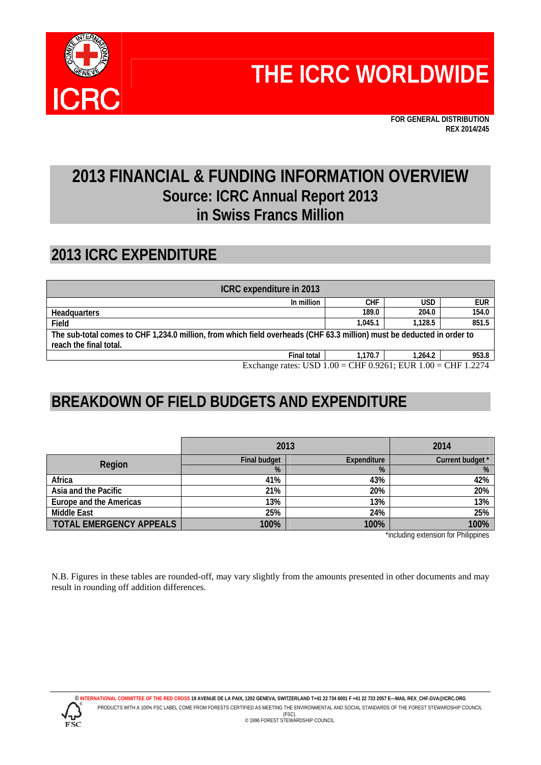# THE ICRC WORLDWIDE

**FOR GENERAL DISTRIBUTION**
**REX 2014/245**

## 2013 FINANCIAL & FUNDING INFORMATION OVERVIEW
### Source: ICRC Annual Report 2013
### in Swiss Francs Million

## 2013 ICRC EXPENDITURE

| ICRC expenditure in 2013 | | | |
|---|---|---|---|
| In million | CHF | USD | EUR |
| Headquarters | 189.0 | 204.0 | 154.0 |
| Field | 1,045.1 | 1,128.5 | 851.5 |
| The sub-total comes to CHF 1,234.0 million, from which field overheads (CHF 63.3 million) must be deducted in order to reach the final total. | | | |
| Final total | 1,170.7 | 1,264.2 | 953.8 |

Exchange rates: USD 1.00 = CHF 0.9261; EUR 1.00 = CHF 1.2274

## BREAKDOWN OF FIELD BUDGETS AND EXPENDITURE

| | 2013 | | 2014 |
|---|---|---|---|
| Region | Final budget | Expenditure | Current budget * |
| | % | % | % |
| Africa | 41% | 43% | 42% |
| Asia and the Pacific | 21% | 20% | 20% |
| Europe and the Americas | 13% | 13% | 13% |
| Middle East | 25% | 24% | 25% |
| TOTAL EMERGENCY APPEALS | 100% | 100% | 100% |

*including extension for Philippines

N.B. Figures in these tables are rounded-off, may vary slightly from the amounts presented in other documents and may result in rounding off addition differences.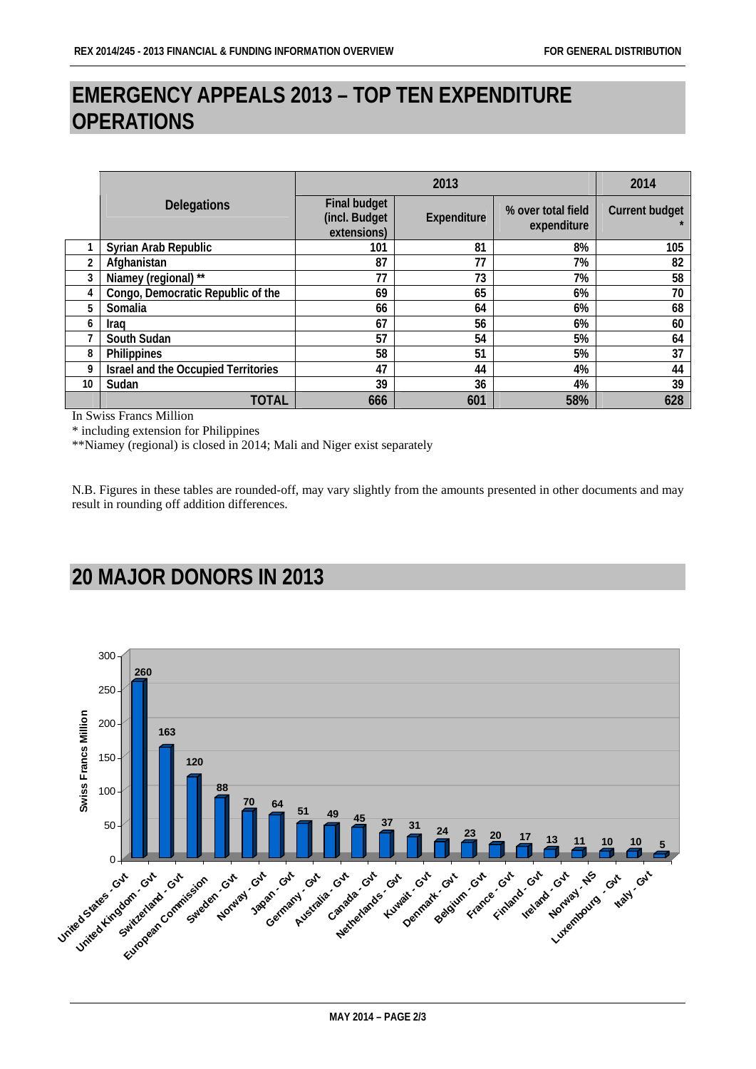# EMERGENCY APPEALS 2013 – TOP TEN EXPENDITURE OPERATIONS

| | Delegations | 2013 | | | 2014 |
|---|---|---|---|---|---|
| | | Final budget (incl. Budget extensions) | Expenditure | % over total field expenditure | Current budget * |
| 1 | Syrian Arab Republic | 101 | 81 | 8% | 105 |
| 2 | Afghanistan | 87 | 77 | 7% | 82 |
| 3 | Niamey (regional) ** | 77 | 73 | 7% | 58 |
| 4 | Congo, Democratic Republic of the | 69 | 65 | 6% | 70 |
| 5 | Somalia | 66 | 64 | 6% | 68 |
| 6 | Iraq | 67 | 56 | 6% | 60 |
| 7 | South Sudan | 57 | 54 | 5% | 64 |
| 8 | Philippines | 58 | 51 | 5% | 37 |
| 9 | Israel and the Occupied Territories | 47 | 44 | 4% | 44 |
| 10 | Sudan | 39 | 36 | 4% | 39 |
| | **TOTAL** | **666** | **601** | **58%** | **628** |

In Swiss Francs Million

* including extension for Philippines

**Niamey (regional) is closed in 2014; Mali and Niger exist separately

N.B. Figures in these tables are rounded-off, may vary slightly from the amounts presented in other documents and may result in rounding off addition differences.

# 20 MAJOR DONORS IN 2013

| Donor | Swiss Francs Million |
|---|---|
| United States - Gvt | 260 |
| United Kingdom - Gvt | 163 |
| Switzerland - Gvt | 120 |
| European Commission | 88 |
| Sweden - Gvt | 70 |
| Norway - Gvt | 64 |
| Japan - Gvt | 51 |
| Germany - Gvt | 49 |
| Australia - Gvt | 45 |
| Canada - Gvt | 37 |
| Netherlands - Gvt | 31 |
| Kuwait - Gvt | 24 |
| Denmark - Gvt | 23 |
| Belgium - Gvt | 20 |
| France - Gvt | 17 |
| Finland - Gvt | 13 |
| Ireland - Gvt | 11 |
| Norway - NS | 10 |
| Luxembourg - Gvt | 10 |
| Italy - Gvt | 5 |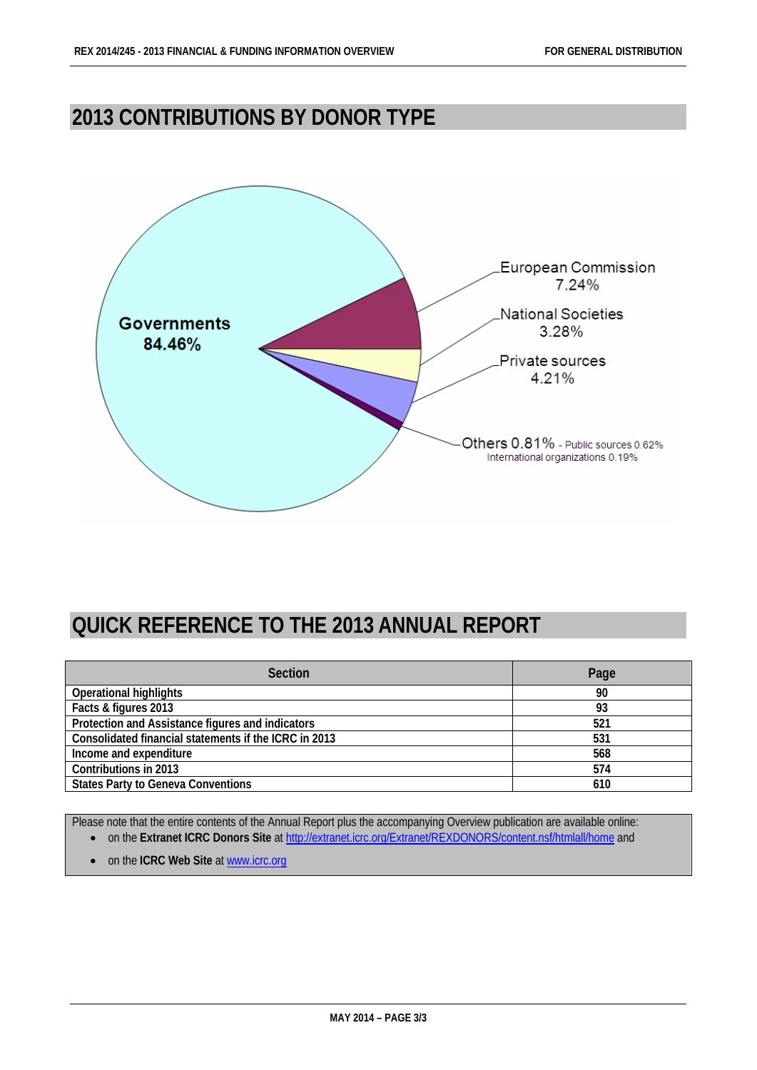## 2013 CONTRIBUTIONS BY DONOR TYPE

Governments
84.46%

European Commission
7.24%

National Societies
3.28%

Private sources
4.21%

Others 0.81% - Public sources 0.62%
International organizations 0.19%

## QUICK REFERENCE TO THE 2013 ANNUAL REPORT

| Section | Page |
|---|---|
| Operational highlights | 90 |
| Facts & figures 2013 | 93 |
| Protection and Assistance figures and indicators | 521 |
| Consolidated financial statements if the ICRC in 2013 | 531 |
| Income and expenditure | 568 |
| Contributions in 2013 | 574 |
| States Party to Geneva Conventions | 610 |

Please note that the entire contents of the Annual Report plus the accompanying Overview publication are available online:

- on the **Extranet ICRC Donors Site** at http://extranet.icrc.org/Extranet/REXDONORS/content.nsf/htmlall/home and
- on the **ICRC Web Site** at www.icrc.org